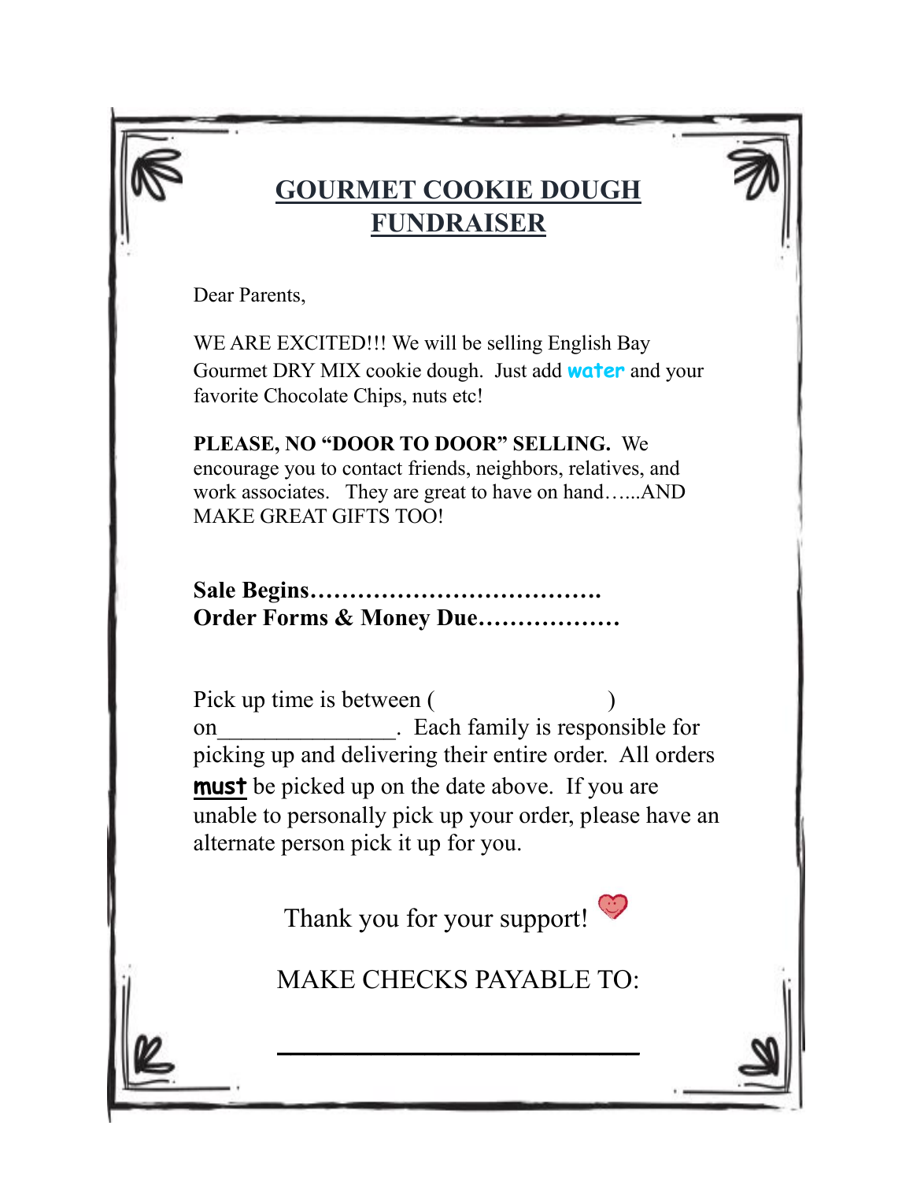# GOURMET COOKIE DOUGH FUNDRAISER

Dear Parents,

WE ARE EXCITED!!! We will be selling English Bay Gourmet DRY MIX cookie dough. Just add **water** and your favorite Chocolate Chips, nuts etc!

**PLEASE, NO "DOOR TO DOOR" SELLING.** We encourage you to contact friends, neighbors, relatives, and work associates. They are great to have on hand…...AND MAKE GREAT GIFTS TOO!

**Sale Begins……………………………….**
**Order Forms & Money Due………………**

Pick up time is between ( ) on_______________. Each family is responsible for picking up and delivering their entire order. All orders **must** be picked up on the date above. If you are unable to personally pick up your order, please have an alternate person pick it up for you.

Thank you for your support!

MAKE CHECKS PAYABLE TO:

_____________________________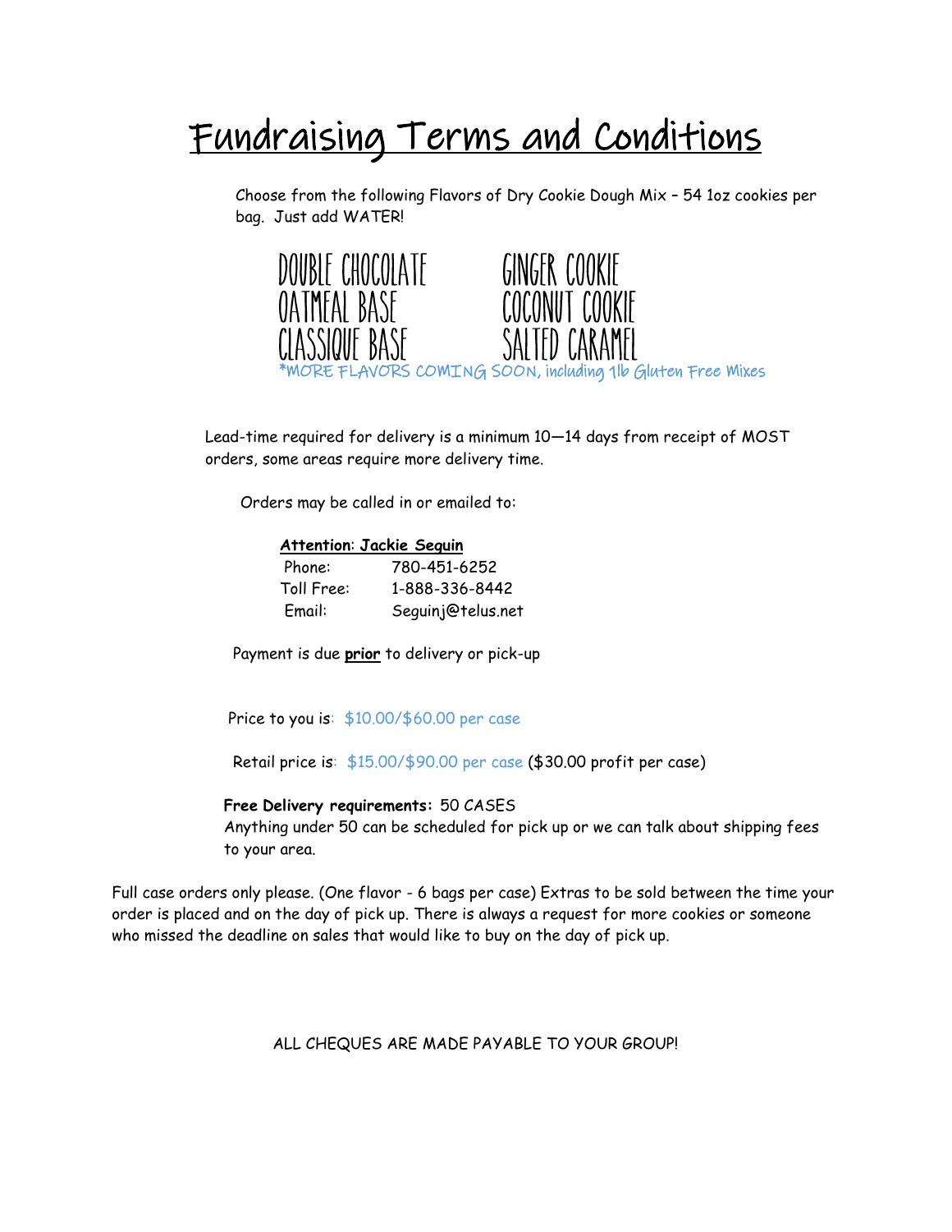# Fundraising Terms and Conditions

Choose from the following Flavors of Dry Cookie Dough Mix – 54 1oz cookies per bag. Just add WATER!

| | |
|---|---|
| DOUBLE CHOCOLATE | GINGER COOKIE |
| OATMEAL BASE | COCONUT COOKIE |
| CLASSIQUE BASE | SALTED CARAMEL |

*MORE FLAVORS COMING SOON, including 1lb Gluten Free Mixes

Lead-time required for delivery is a minimum 10—14 days from receipt of MOST orders, some areas require more delivery time.

Orders may be called in or emailed to:

**Attention: Jackie Seguin**

| | |
|---|---|
| Phone: | 780-451-6252 |
| Toll Free: | 1-888-336-8442 |
| Email: | Seguinj@telus.net |

Payment is due **prior** to delivery or pick-up

Price to you is: $10.00/$60.00 per case

Retail price is: $15.00/$90.00 per case ($30.00 profit per case)

**Free Delivery requirements:** 50 CASES
Anything under 50 can be scheduled for pick up or we can talk about shipping fees to your area.

Full case orders only please. (One flavor - 6 bags per case) Extras to be sold between the time your order is placed and on the day of pick up. There is always a request for more cookies or someone who missed the deadline on sales that would like to buy on the day of pick up.

ALL CHEQUES ARE MADE PAYABLE TO YOUR GROUP!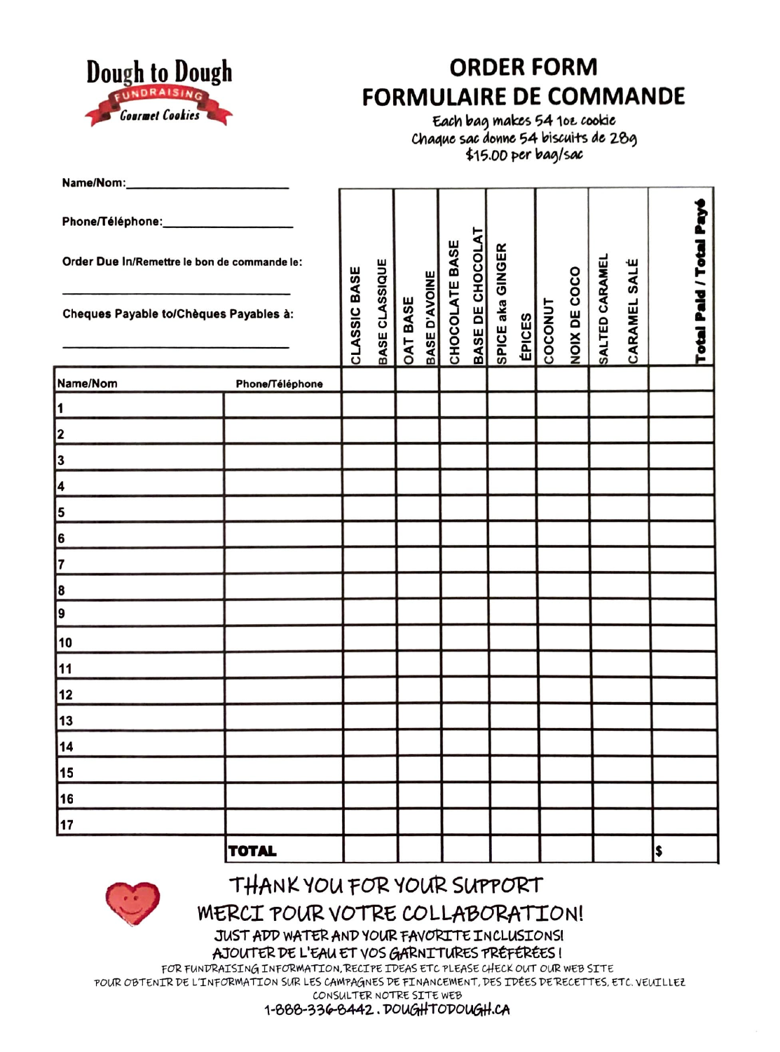**Dough to Dough**
FUNDRAISING
Gourmet Cookies

# ORDER FORM
# FORMULAIRE DE COMMANDE

Each bag makes 54 1oz cookie
Chaque sac donne 54 biscuits de 28g
$15.00 per bag/sac

Name/Nom:_______________________

Phone/Téléphone:___________________

Order Due In/Remettre le bon de commande le:

_______________________________

Cheques Payable to/Chèques Payables à:

_______________________________

| Name/Nom | Phone/Téléphone | CLASSIC BASE / BASE CLASSIQUE | OAT BASE / BASE D'AVOINE | CHOCOLATE BASE / BASE DE CHOCOLAT | SPICE aka GINGER / ÉPICES | COCONUT / NOIX DE COCO | SALTED CARAMEL / CARAMEL SALÉ | Total Paid / Total Payé |
|---|---|---|---|---|---|---|---|---|
| 1 | | | | | | | | |
| 2 | | | | | | | | |
| 3 | | | | | | | | |
| 4 | | | | | | | | |
| 5 | | | | | | | | |
| 6 | | | | | | | | |
| 7 | | | | | | | | |
| 8 | | | | | | | | |
| 9 | | | | | | | | |
| 10 | | | | | | | | |
| 11 | | | | | | | | |
| 12 | | | | | | | | |
| 13 | | | | | | | | |
| 14 | | | | | | | | |
| 15 | | | | | | | | |
| 16 | | | | | | | | |
| 17 | | | | | | | | |
| | **TOTAL** | | | | | | | $ |

THANK YOU FOR YOUR SUPPORT
MERCI POUR VOTRE COLLABORATION!
JUST ADD WATER AND YOUR FAVORITE INCLUSIONS!
AJOUTER DE L'EAU ET VOS GARNITURES PRÉFÉRÉES!
FOR FUNDRAISING INFORMATION, RECIPE IDEAS ETC PLEASE CHECK OUT OUR WEB SITE
POUR OBTENIR DE L'INFORMATION SUR LES CAMPAGNES DE FINANCEMENT, DES IDÉES DE RECETTES, ETC. VEUILLEZ CONSULTER NOTRE SITE WEB
1-888-336-8442 . DOUGHTODOUGH.CA